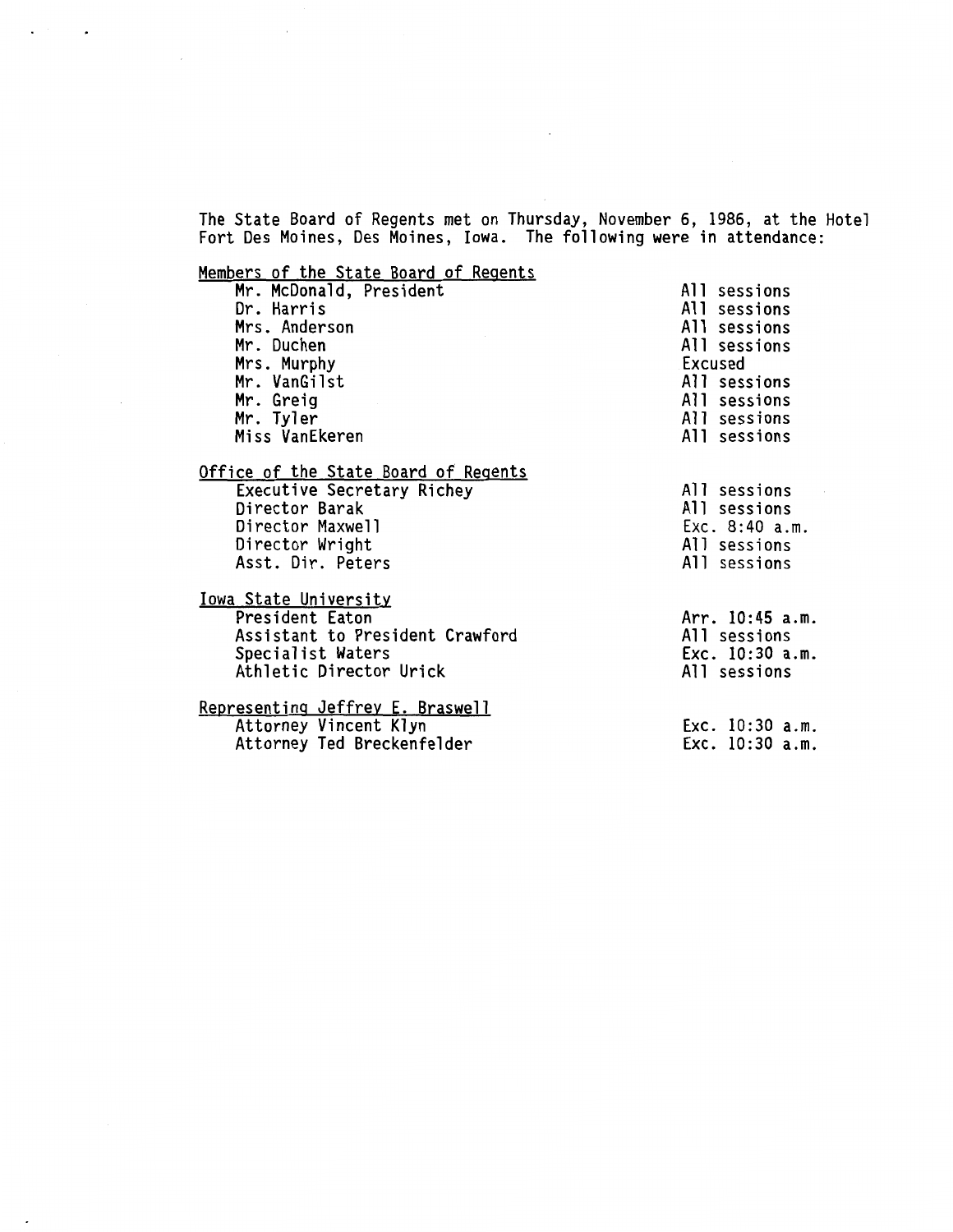The State Board of Regents met on Thursday, November 6, 1986, at the Hotel Fort Des Moines, Des Moines, Iowa. The following were in attendance:

| | |
|---|---|
| <u>Members of the State Board of Regents</u> | |
| Mr. McDonald, President | All sessions |
| Dr. Harris | All sessions |
| Mrs. Anderson | All sessions |
| Mr. Duchen | All sessions |
| Mrs. Murphy | Excused |
| Mr. VanGilst | All sessions |
| Mr. Greig | All sessions |
| Mr. Tyler | All sessions |
| Miss VanEkeren | All sessions |
| <u>Office of the State Board of Regents</u> | |
| Executive Secretary Richey | All sessions |
| Director Barak | All sessions |
| Director Maxwell | Exc. 8:40 a.m. |
| Director Wright | All sessions |
| Asst. Dir. Peters | All sessions |
| <u>Iowa State University</u> | |
| President Eaton | Arr. 10:45 a.m. |
| Assistant to President Crawford | All sessions |
| Specialist Waters | Exc. 10:30 a.m. |
| Athletic Director Urick | All sessions |
| <u>Representing Jeffrey E. Braswell</u> | |
| Attorney Vincent Klyn | Exc. 10:30 a.m. |
| Attorney Ted Breckenfelder | Exc. 10:30 a.m. |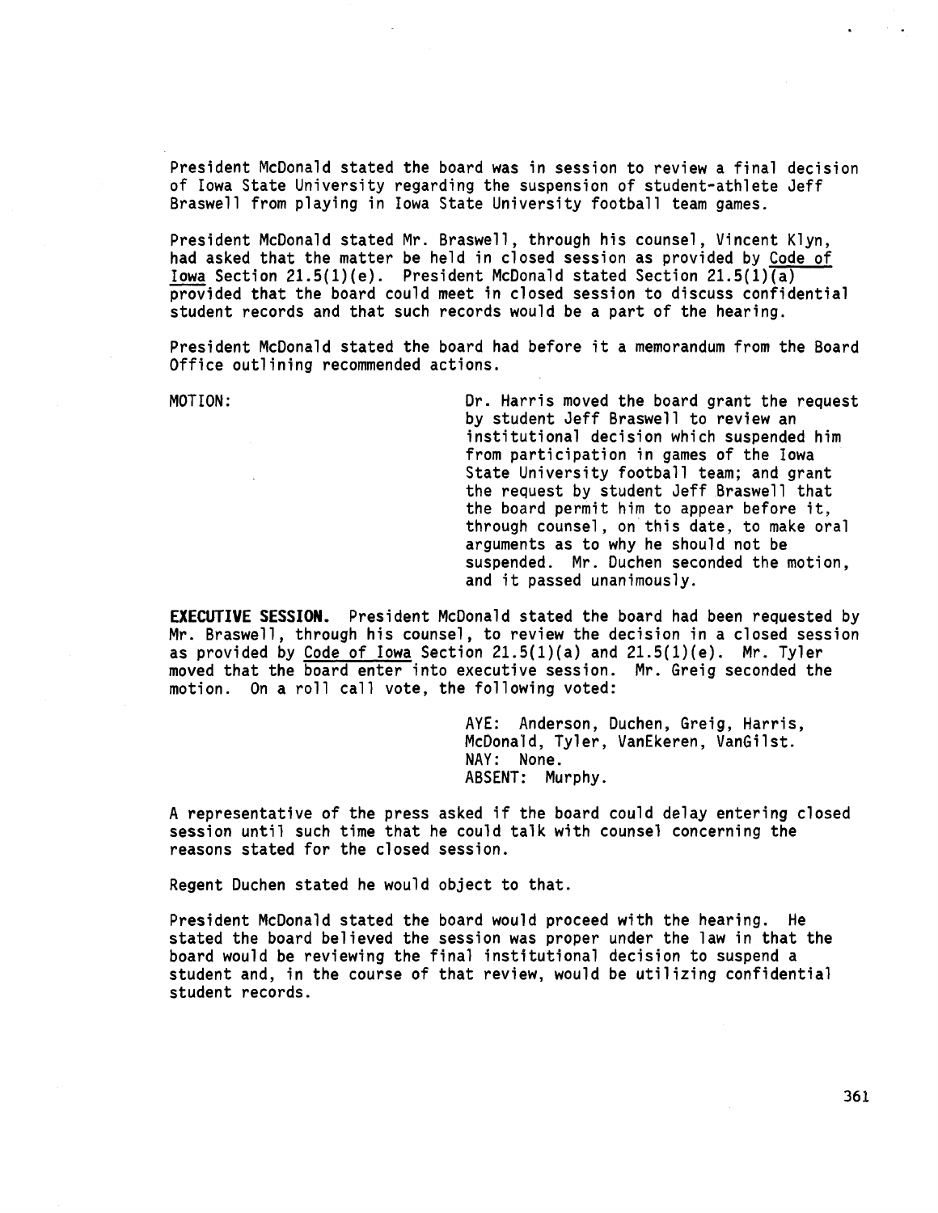President McDonald stated the board was in session to review a final decision of Iowa State University regarding the suspension of student-athlete Jeff Braswell from playing in Iowa State University football team games.

President McDonald stated Mr. Braswell, through his counsel, Vincent Klyn, had asked that the matter be held in closed session as provided by Code of Iowa Section 21.5(1)(e). President McDonald stated Section 21.5(1)(a) provided that the board could meet in closed session to discuss confidential student records and that such records would be a part of the hearing.

President McDonald stated the board had before it a memorandum from the Board Office outlining recommended actions.

MOTION: Dr. Harris moved the board grant the request by student Jeff Braswell to review an institutional decision which suspended him from participation in games of the Iowa State University football team; and grant the request by student Jeff Braswell that the board permit him to appear before it, through counsel, on this date, to make oral arguments as to why he should not be suspended. Mr. Duchen seconded the motion, and it passed unanimously.

**EXECUTIVE SESSION.** President McDonald stated the board had been requested by Mr. Braswell, through his counsel, to review the decision in a closed session as provided by Code of Iowa Section 21.5(1)(a) and 21.5(1)(e). Mr. Tyler moved that the board enter into executive session. Mr. Greig seconded the motion. On a roll call vote, the following voted:

AYE: Anderson, Duchen, Greig, Harris, McDonald, Tyler, VanEkeren, VanGilst.
NAY: None.
ABSENT: Murphy.

A representative of the press asked if the board could delay entering closed session until such time that he could talk with counsel concerning the reasons stated for the closed session.

Regent Duchen stated he would object to that.

President McDonald stated the board would proceed with the hearing. He stated the board believed the session was proper under the law in that the board would be reviewing the final institutional decision to suspend a student and, in the course of that review, would be utilizing confidential student records.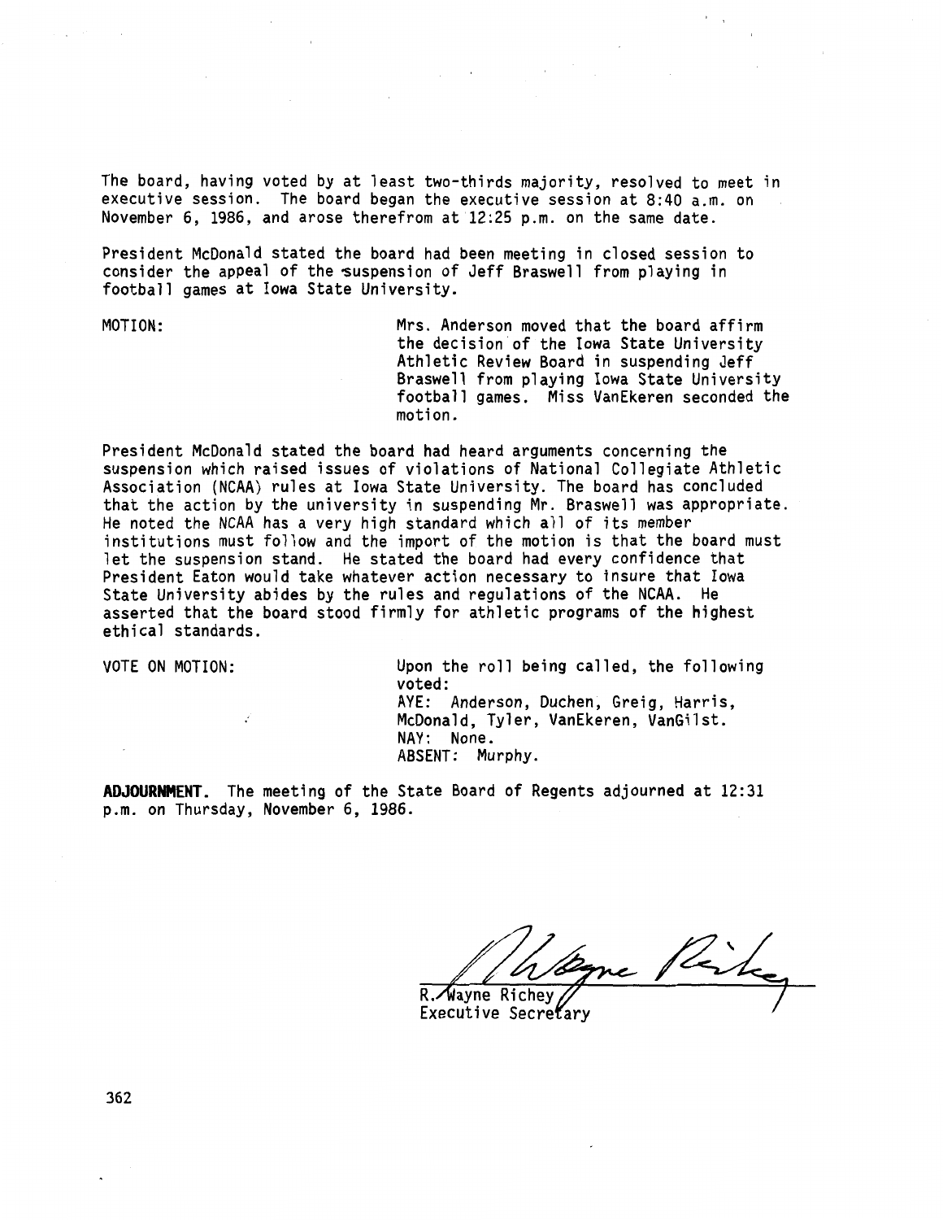The board, having voted by at least two-thirds majority, resolved to meet in executive session. The board began the executive session at 8:40 a.m. on November 6, 1986, and arose therefrom at 12:25 p.m. on the same date.

President McDonald stated the board had been meeting in closed session to consider the appeal of the suspension of Jeff Braswell from playing in football games at Iowa State University.

MOTION: Mrs. Anderson moved that the board affirm the decision of the Iowa State University Athletic Review Board in suspending Jeff Braswell from playing Iowa State University football games. Miss VanEkeren seconded the motion.

President McDonald stated the board had heard arguments concerning the suspension which raised issues of violations of National Collegiate Athletic Association (NCAA) rules at Iowa State University. The board has concluded that the action by the university in suspending Mr. Braswell was appropriate. He noted the NCAA has a very high standard which all of its member institutions must follow and the import of the motion is that the board must let the suspension stand. He stated the board had every confidence that President Eaton would take whatever action necessary to insure that Iowa State University abides by the rules and regulations of the NCAA. He asserted that the board stood firmly for athletic programs of the highest ethical standards.

VOTE ON MOTION: Upon the roll being called, the following voted:
AYE: Anderson, Duchen, Greig, Harris, McDonald, Tyler, VanEkeren, VanGilst.
NAY: None.
ABSENT: Murphy.

**ADJOURNMENT.** The meeting of the State Board of Regents adjourned at 12:31 p.m. on Thursday, November 6, 1986.

R. Wayne Richey
Executive Secretary